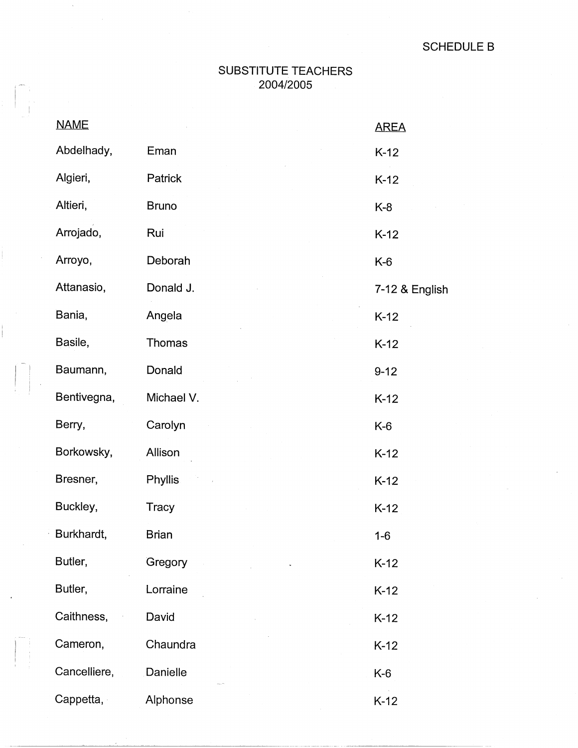SCHEDULE B

# SUBSTITUTE TEACHERS
## 2004/2005

| NAME | | AREA |
|---|---|---|
| Abdelhady, | Eman | K-12 |
| Algieri, | Patrick | K-12 |
| Altieri, | Bruno | K-8 |
| Arrojado, | Rui | K-12 |
| Arroyo, | Deborah | K-6 |
| Attanasio, | Donald J. | 7-12 & English |
| Bania, | Angela | K-12 |
| Basile, | Thomas | K-12 |
| Baumann, | Donald | 9-12 |
| Bentivegna, | Michael V. | K-12 |
| Berry, | Carolyn | K-6 |
| Borkowsky, | Allison | K-12 |
| Bresner, | Phyllis | K-12 |
| Buckley, | Tracy | K-12 |
| Burkhardt, | Brian | 1-6 |
| Butler, | Gregory | K-12 |
| Butler, | Lorraine | K-12 |
| Caithness, | David | K-12 |
| Cameron, | Chaundra | K-12 |
| Cancelliere, | Danielle | K-6 |
| Cappetta, | Alphonse | K-12 |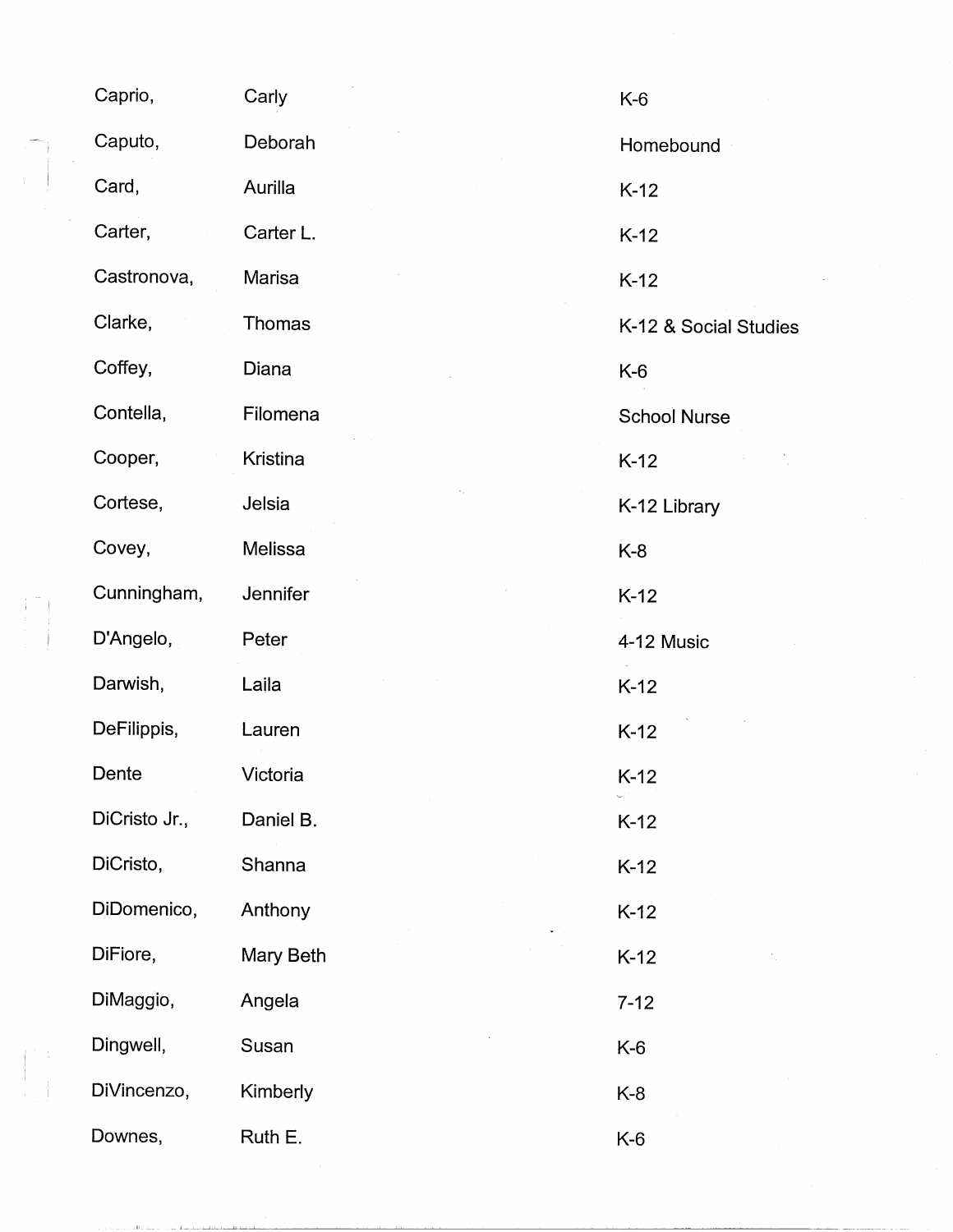| | | |
|---|---|---|
| Caprio, | Carly | K-6 |
| Caputo, | Deborah | Homebound |
| Card, | Aurilla | K-12 |
| Carter, | Carter L. | K-12 |
| Castronova, | Marisa | K-12 |
| Clarke, | Thomas | K-12 & Social Studies |
| Coffey, | Diana | K-6 |
| Contella, | Filomena | School Nurse |
| Cooper, | Kristina | K-12 |
| Cortese, | Jelsia | K-12 Library |
| Covey, | Melissa | K-8 |
| Cunningham, | Jennifer | K-12 |
| D'Angelo, | Peter | 4-12 Music |
| Darwish, | Laila | K-12 |
| DeFilippis, | Lauren | K-12 |
| Dente | Victoria | K-12 |
| DiCristo Jr., | Daniel B. | K-12 |
| DiCristo, | Shanna | K-12 |
| DiDomenico, | Anthony | K-12 |
| DiFiore, | Mary Beth | K-12 |
| DiMaggio, | Angela | 7-12 |
| Dingwell, | Susan | K-6 |
| DiVincenzo, | Kimberly | K-8 |
| Downes, | Ruth E. | K-6 |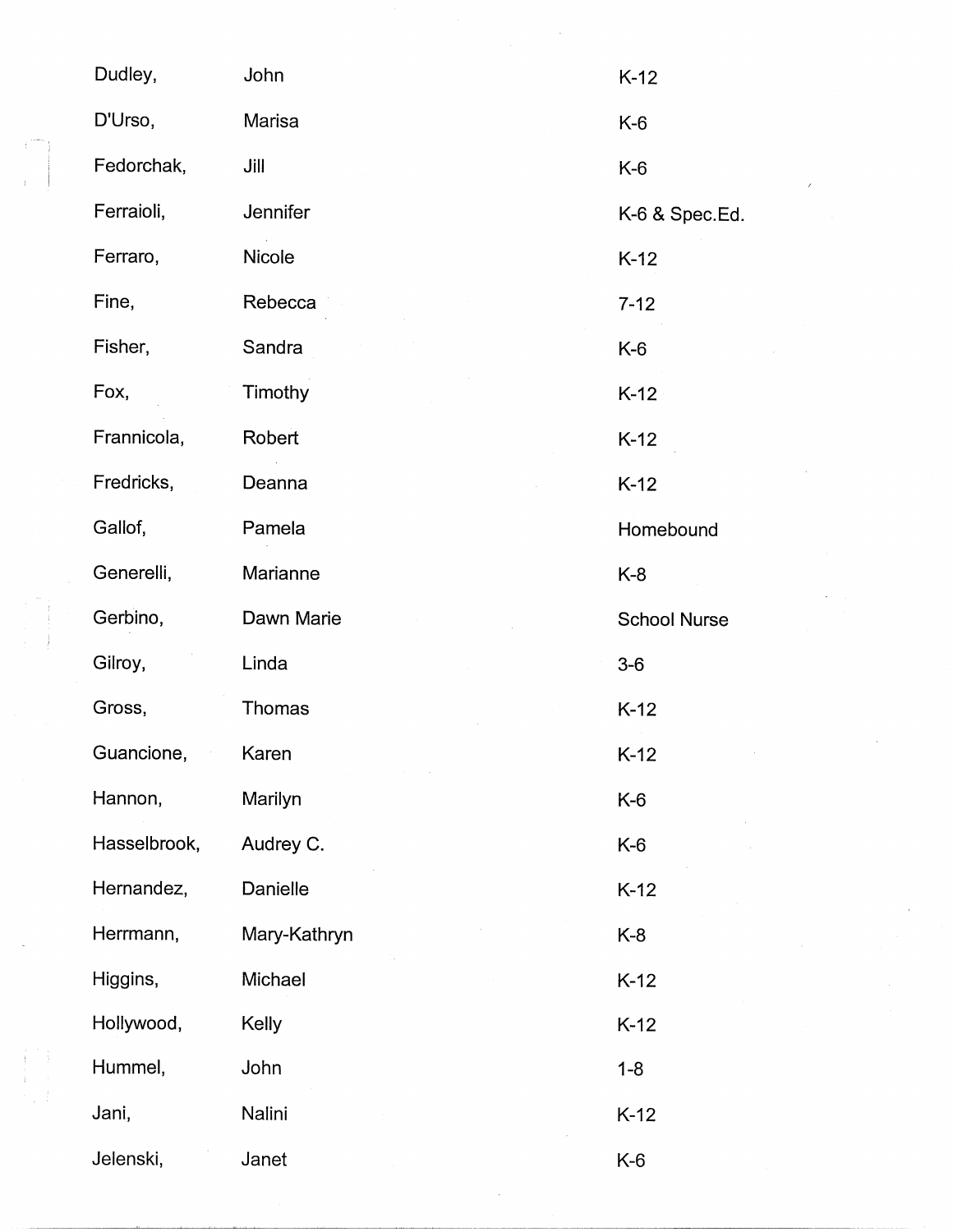| | | |
|---|---|---|
| Dudley, | John | K-12 |
| D'Urso, | Marisa | K-6 |
| Fedorchak, | Jill | K-6 |
| Ferraioli, | Jennifer | K-6 & Spec.Ed. |
| Ferraro, | Nicole | K-12 |
| Fine, | Rebecca | 7-12 |
| Fisher, | Sandra | K-6 |
| Fox, | Timothy | K-12 |
| Frannicola, | Robert | K-12 |
| Fredricks, | Deanna | K-12 |
| Gallof, | Pamela | Homebound |
| Generelli, | Marianne | K-8 |
| Gerbino, | Dawn Marie | School Nurse |
| Gilroy, | Linda | 3-6 |
| Gross, | Thomas | K-12 |
| Guancione, | Karen | K-12 |
| Hannon, | Marilyn | K-6 |
| Hasselbrook, | Audrey C. | K-6 |
| Hernandez, | Danielle | K-12 |
| Herrmann, | Mary-Kathryn | K-8 |
| Higgins, | Michael | K-12 |
| Hollywood, | Kelly | K-12 |
| Hummel, | John | 1-8 |
| Jani, | Nalini | K-12 |
| Jelenski, | Janet | K-6 |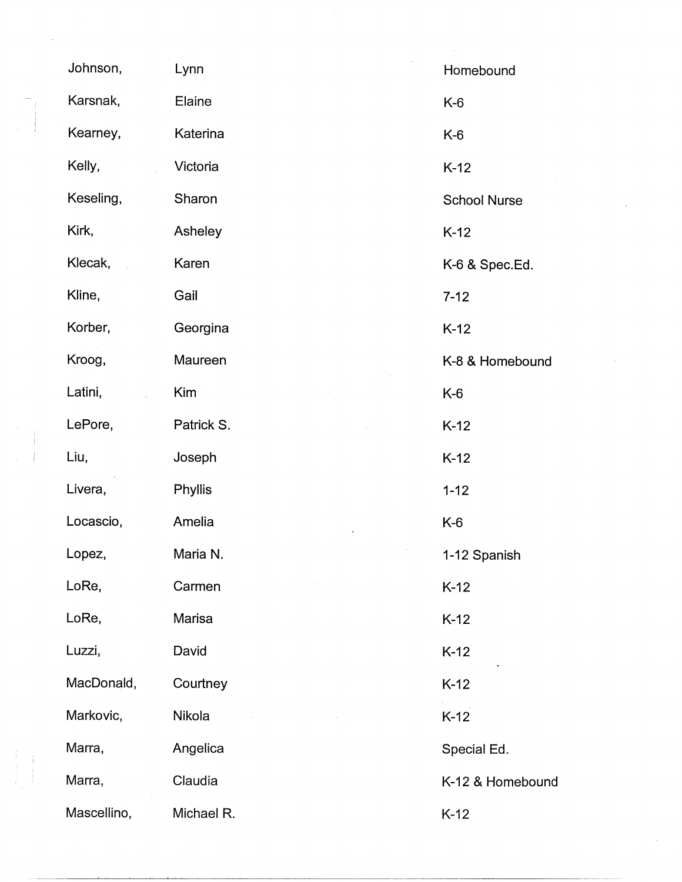| | | |
|---|---|---|
| Johnson, | Lynn | Homebound |
| Karsnak, | Elaine | K-6 |
| Kearney, | Katerina | K-6 |
| Kelly, | Victoria | K-12 |
| Keseling, | Sharon | School Nurse |
| Kirk, | Asheley | K-12 |
| Klecak, | Karen | K-6 & Spec.Ed. |
| Kline, | Gail | 7-12 |
| Korber, | Georgina | K-12 |
| Kroog, | Maureen | K-8 & Homebound |
| Latini, | Kim | K-6 |
| LePore, | Patrick S. | K-12 |
| Liu, | Joseph | K-12 |
| Livera, | Phyllis | 1-12 |
| Locascio, | Amelia | K-6 |
| Lopez, | Maria N. | 1-12 Spanish |
| LoRe, | Carmen | K-12 |
| LoRe, | Marisa | K-12 |
| Luzzi, | David | K-12 |
| MacDonald, | Courtney | K-12 |
| Markovic, | Nikola | K-12 |
| Marra, | Angelica | Special Ed. |
| Marra, | Claudia | K-12 & Homebound |
| Mascellino, | Michael R. | K-12 |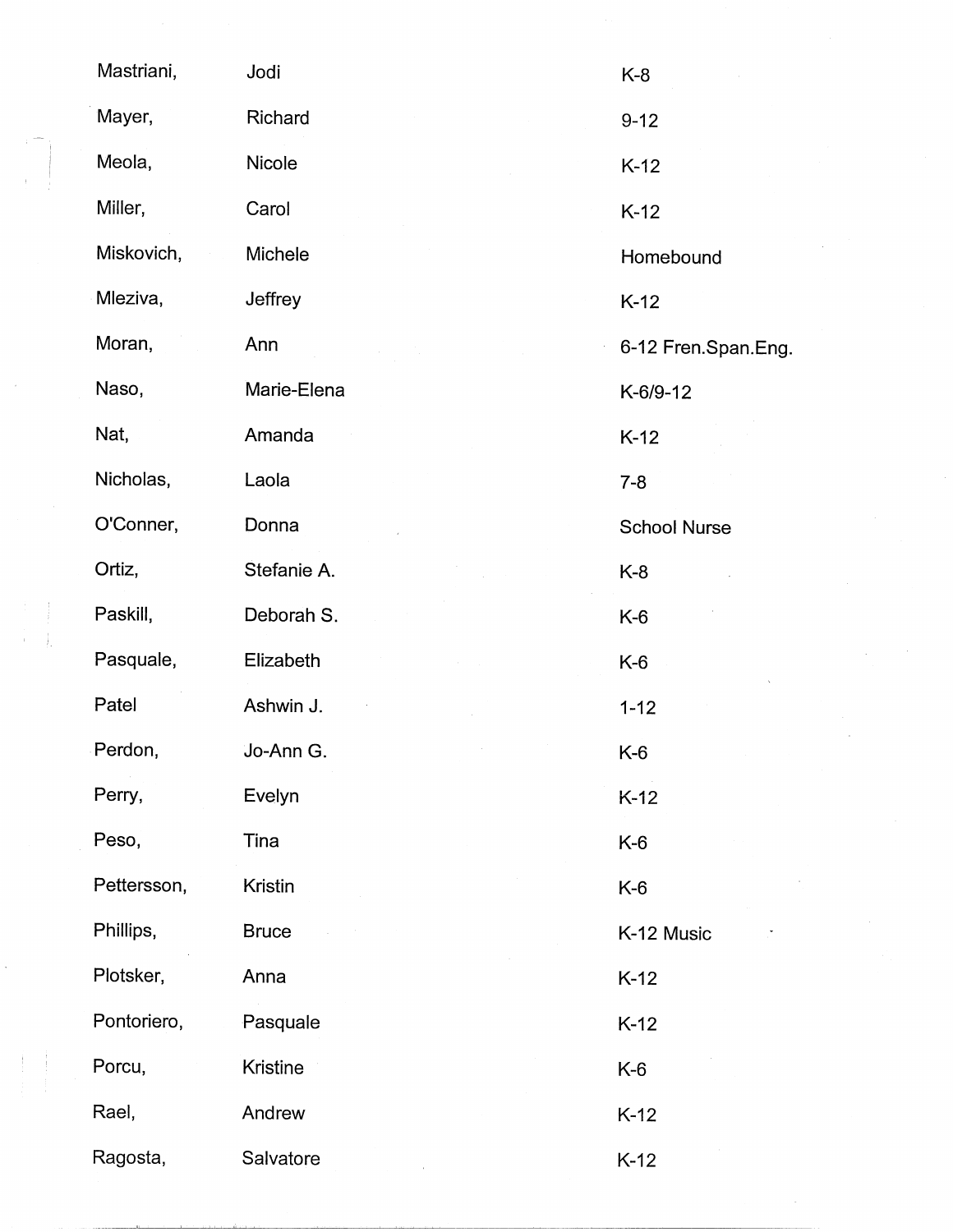| | | |
|---|---|---|
| Mastriani, | Jodi | K-8 |
| Mayer, | Richard | 9-12 |
| Meola, | Nicole | K-12 |
| Miller, | Carol | K-12 |
| Miskovich, | Michele | Homebound |
| Mleziva, | Jeffrey | K-12 |
| Moran, | Ann | 6-12 Fren.Span.Eng. |
| Naso, | Marie-Elena | K-6/9-12 |
| Nat, | Amanda | K-12 |
| Nicholas, | Laola | 7-8 |
| O'Conner, | Donna | School Nurse |
| Ortiz, | Stefanie A. | K-8 |
| Paskill, | Deborah S. | K-6 |
| Pasquale, | Elizabeth | K-6 |
| Patel | Ashwin J. | 1-12 |
| Perdon, | Jo-Ann G. | K-6 |
| Perry, | Evelyn | K-12 |
| Peso, | Tina | K-6 |
| Pettersson, | Kristin | K-6 |
| Phillips, | Bruce | K-12 Music |
| Plotsker, | Anna | K-12 |
| Pontoriero, | Pasquale | K-12 |
| Porcu, | Kristine | K-6 |
| Rael, | Andrew | K-12 |
| Ragosta, | Salvatore | K-12 |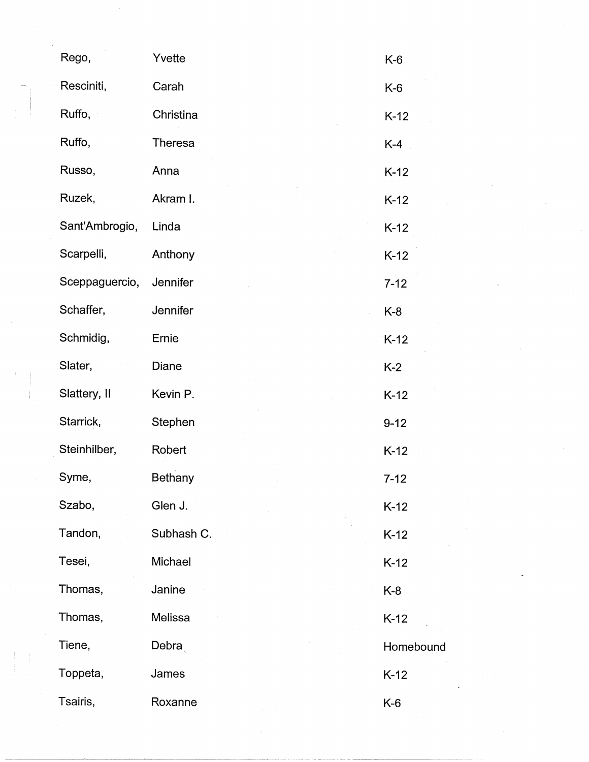| | | |
|---|---|---|
| Rego, | Yvette | K-6 |
| Resciniti, | Carah | K-6 |
| Ruffo, | Christina | K-12 |
| Ruffo, | Theresa | K-4 |
| Russo, | Anna | K-12 |
| Ruzek, | Akram I. | K-12 |
| Sant'Ambrogio, | Linda | K-12 |
| Scarpelli, | Anthony | K-12 |
| Sceppaguercio, | Jennifer | 7-12 |
| Schaffer, | Jennifer | K-8 |
| Schmidig, | Ernie | K-12 |
| Slater, | Diane | K-2 |
| Slattery, II | Kevin P. | K-12 |
| Starrick, | Stephen | 9-12 |
| Steinhilber, | Robert | K-12 |
| Syme, | Bethany | 7-12 |
| Szabo, | Glen J. | K-12 |
| Tandon, | Subhash C. | K-12 |
| Tesei, | Michael | K-12 |
| Thomas, | Janine | K-8 |
| Thomas, | Melissa | K-12 |
| Tiene, | Debra | Homebound |
| Toppeta, | James | K-12 |
| Tsairis, | Roxanne | K-6 |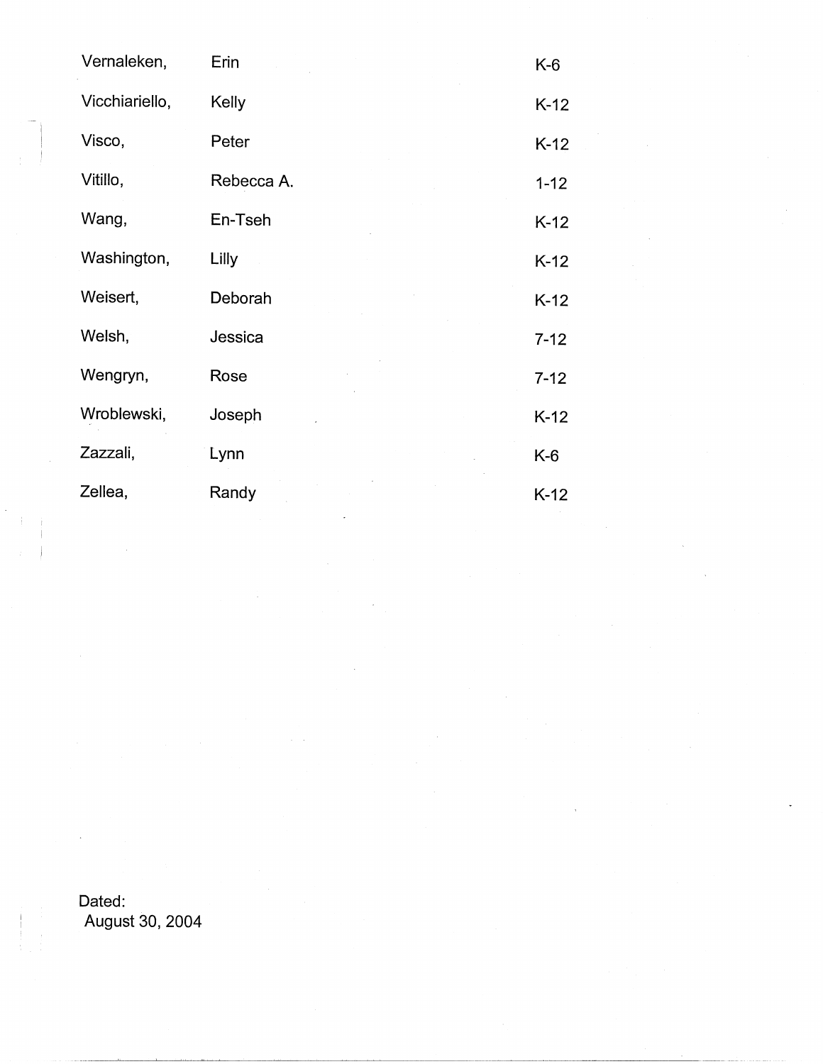| | | |
|---|---|---|
| Vernaleken, | Erin | K-6 |
| Vicchiariello, | Kelly | K-12 |
| Visco, | Peter | K-12 |
| Vitillo, | Rebecca A. | 1-12 |
| Wang, | En-Tseh | K-12 |
| Washington, | Lilly | K-12 |
| Weisert, | Deborah | K-12 |
| Welsh, | Jessica | 7-12 |
| Wengryn, | Rose | 7-12 |
| Wroblewski, | Joseph | K-12 |
| Zazzali, | Lynn | K-6 |
| Zellea, | Randy | K-12 |

Dated:
August 30, 2004